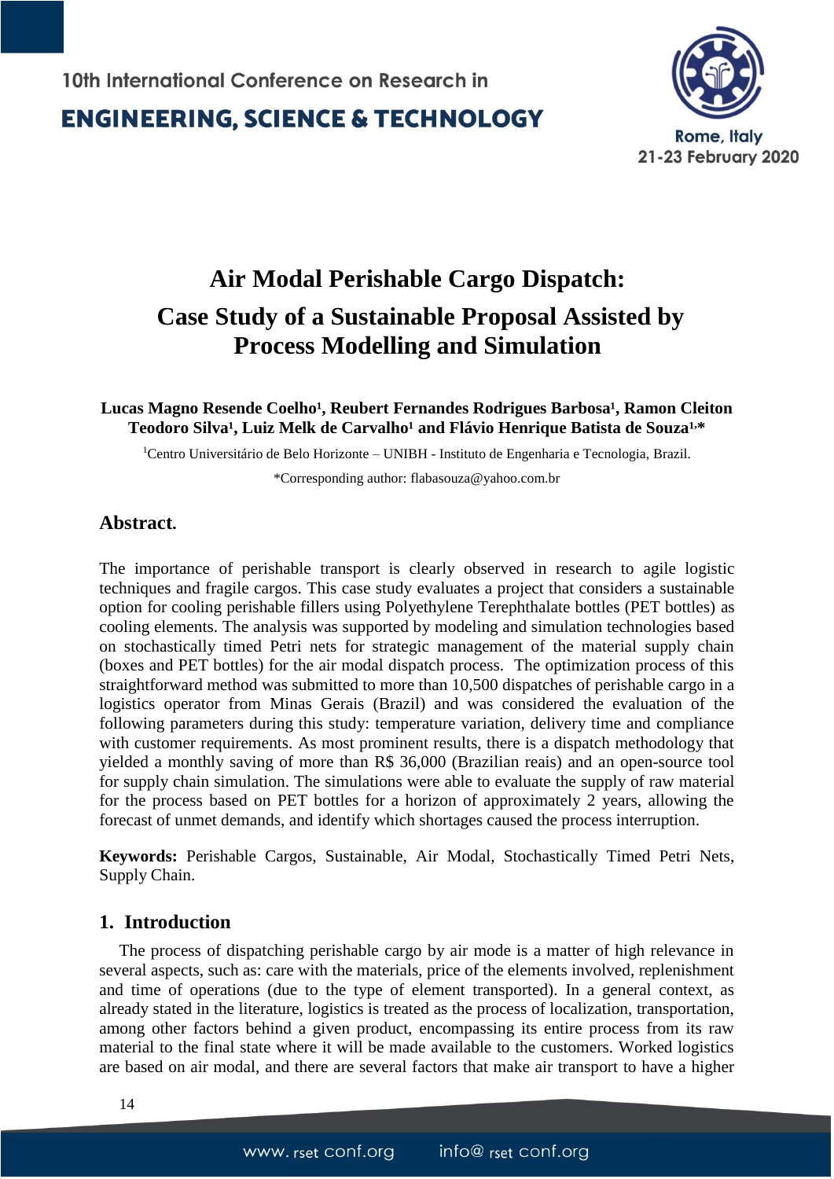# Air Modal Perishable Cargo Dispatch: Case Study of a Sustainable Proposal Assisted by Process Modelling and Simulation

**Lucas Magno Resende Coelho[1], Reubert Fernandes Rodrigues Barbosa[1], Ramon Cleiton Teodoro Silva[1], Luiz Melk de Carvalho[1] and Flávio Henrique Batista de Souza[1,*]**

[1]Centro Universitário de Belo Horizonte – UNIBH - Instituto de Engenharia e Tecnologia, Brazil.

*Corresponding author: flabasouza@yahoo.com.br

## Abstract.

The importance of perishable transport is clearly observed in research to agile logistic techniques and fragile cargos. This case study evaluates a project that considers a sustainable option for cooling perishable fillers using Polyethylene Terephthalate bottles (PET bottles) as cooling elements. The analysis was supported by modeling and simulation technologies based on stochastically timed Petri nets for strategic management of the material supply chain (boxes and PET bottles) for the air modal dispatch process. The optimization process of this straightforward method was submitted to more than 10,500 dispatches of perishable cargo in a logistics operator from Minas Gerais (Brazil) and was considered the evaluation of the following parameters during this study: temperature variation, delivery time and compliance with customer requirements. As most prominent results, there is a dispatch methodology that yielded a monthly saving of more than R$ 36,000 (Brazilian reais) and an open-source tool for supply chain simulation. The simulations were able to evaluate the supply of raw material for the process based on PET bottles for a horizon of approximately 2 years, allowing the forecast of unmet demands, and identify which shortages caused the process interruption.

**Keywords:** Perishable Cargos, Sustainable, Air Modal, Stochastically Timed Petri Nets, Supply Chain.

## 1. Introduction

The process of dispatching perishable cargo by air mode is a matter of high relevance in several aspects, such as: care with the materials, price of the elements involved, replenishment and time of operations (due to the type of element transported). In a general context, as already stated in the literature, logistics is treated as the process of localization, transportation, among other factors behind a given product, encompassing its entire process from its raw material to the final state where it will be made available to the customers. Worked logistics are based on air modal, and there are several factors that make air transport to have a higher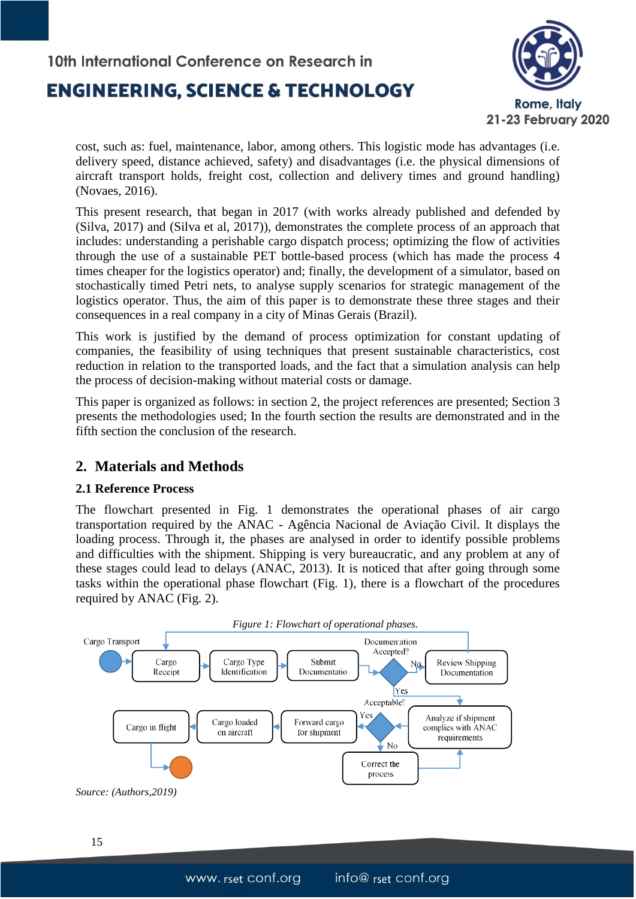cost, such as: fuel, maintenance, labor, among others. This logistic mode has advantages (i.e. delivery speed, distance achieved, safety) and disadvantages (i.e. the physical dimensions of aircraft transport holds, freight cost, collection and delivery times and ground handling) (Novaes, 2016).

This present research, that began in 2017 (with works already published and defended by (Silva, 2017) and (Silva et al, 2017)), demonstrates the complete process of an approach that includes: understanding a perishable cargo dispatch process; optimizing the flow of activities through the use of a sustainable PET bottle-based process (which has made the process 4 times cheaper for the logistics operator) and; finally, the development of a simulator, based on stochastically timed Petri nets, to analyse supply scenarios for strategic management of the logistics operator. Thus, the aim of this paper is to demonstrate these three stages and their consequences in a real company in a city of Minas Gerais (Brazil).

This work is justified by the demand of process optimization for constant updating of companies, the feasibility of using techniques that present sustainable characteristics, cost reduction in relation to the transported loads, and the fact that a simulation analysis can help the process of decision-making without material costs or damage.

This paper is organized as follows: in section 2, the project references are presented; Section 3 presents the methodologies used; In the fourth section the results are demonstrated and in the fifth section the conclusion of the research.

## 2. Materials and Methods

### 2.1 Reference Process

The flowchart presented in Fig. 1 demonstrates the operational phases of air cargo transportation required by the ANAC - Agência Nacional de Aviação Civil. It displays the loading process. Through it, the phases are analysed in order to identify possible problems and difficulties with the shipment. Shipping is very bureaucratic, and any problem at any of these stages could lead to delays (ANAC, 2013). It is noticed that after going through some tasks within the operational phase flowchart (Fig. 1), there is a flowchart of the procedures required by ANAC (Fig. 2).

*Figure 1: Flowchart of operational phases.*

Cargo Transport → Cargo Receipt → Cargo Type Identification → Submit Documentatio → Documentation Accepted? (No → Review Shipping Documentation; Yes → Analyze if shipment complies with ANAC requirements) → Acceptable? (No → Correct the process; Yes → Forward cargo for shipment) → Cargo loaded on aircraft → Cargo in flight

*Source: (Authors,2019)*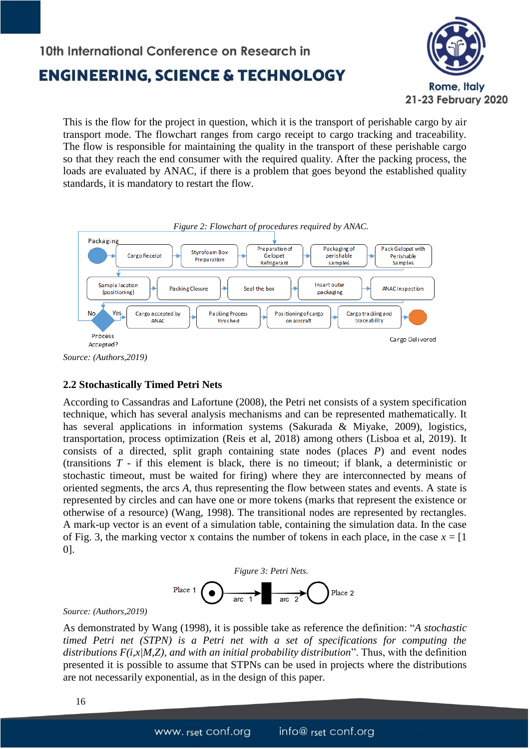This is the flow for the project in question, which it is the transport of perishable cargo by air transport mode. The flowchart ranges from cargo receipt to cargo tracking and traceability. The flow is responsible for maintaining the quality in the transport of these perishable cargo so that they reach the end consumer with the required quality. After the packing process, the loads are evaluated by ANAC, if there is a problem that goes beyond the established quality standards, it is mandatory to restart the flow.

*Figure 2: Flowchart of procedures required by ANAC.*

*Source: (Authors,2019)*

### 2.2 Stochastically Timed Petri Nets

According to Cassandras and Lafortune (2008), the Petri net consists of a system specification technique, which has several analysis mechanisms and can be represented mathematically. It has several applications in information systems (Sakurada & Miyake, 2009), logistics, transportation, process optimization (Reis et al, 2018) among others (Lisboa et al, 2019). It consists of a directed, split graph containing state nodes (places *P*) and event nodes (transitions *T* - if this element is black, there is no timeout; if blank, a deterministic or stochastic timeout, must be waited for firing) where they are interconnected by means of oriented segments, the arcs *A*, thus representing the flow between states and events. A state is represented by circles and can have one or more tokens (marks that represent the existence or otherwise of a resource) (Wang, 1998). The transitional nodes are represented by rectangles. A mark-up vector is an event of a simulation table, containing the simulation data. In the case of Fig. 3, the marking vector x contains the number of tokens in each place, in the case $x = [1\ 0]$.

*Figure 3: Petri Nets.*

*Source: (Authors,2019)*

As demonstrated by Wang (1998), it is possible take as reference the definition: "*A stochastic timed Petri net (STPN) is a Petri net with a set of specifications for computing the distributions F(i,x|M,Z), and with an initial probability distribution*". Thus, with the definition presented it is possible to assume that STPNs can be used in projects where the distributions are not necessarily exponential, as in the design of this paper.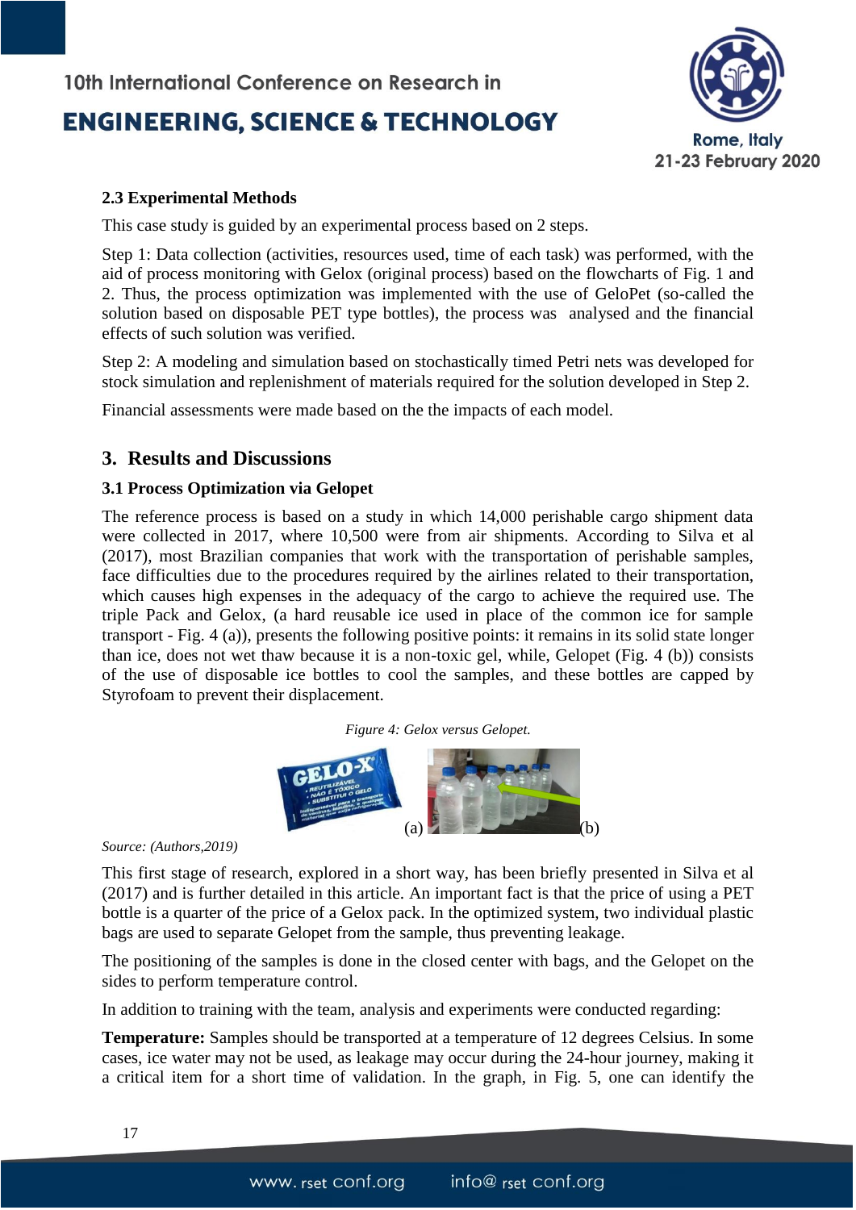### 2.3 Experimental Methods

This case study is guided by an experimental process based on 2 steps.

Step 1: Data collection (activities, resources used, time of each task) was performed, with the aid of process monitoring with Gelox (original process) based on the flowcharts of Fig. 1 and 2. Thus, the process optimization was implemented with the use of GeloPet (so-called the solution based on disposable PET type bottles), the process was analysed and the financial effects of such solution was verified.

Step 2: A modeling and simulation based on stochastically timed Petri nets was developed for stock simulation and replenishment of materials required for the solution developed in Step 2.

Financial assessments were made based on the the impacts of each model.

## 3. Results and Discussions

### 3.1 Process Optimization via Gelopet

The reference process is based on a study in which 14,000 perishable cargo shipment data were collected in 2017, where 10,500 were from air shipments. According to Silva et al (2017), most Brazilian companies that work with the transportation of perishable samples, face difficulties due to the procedures required by the airlines related to their transportation, which causes high expenses in the adequacy of the cargo to achieve the required use. The triple Pack and Gelox, (a hard reusable ice used in place of the common ice for sample transport - Fig. 4 (a)), presents the following positive points: it remains in its solid state longer than ice, does not wet thaw because it is a non-toxic gel, while, Gelopet (Fig. 4 (b)) consists of the use of disposable ice bottles to cool the samples, and these bottles are capped by Styrofoam to prevent their displacement.

*Figure 4: Gelox versus Gelopet.*

(a) (b)

*Source: (Authors,2019)*

This first stage of research, explored in a short way, has been briefly presented in Silva et al (2017) and is further detailed in this article. An important fact is that the price of using a PET bottle is a quarter of the price of a Gelox pack. In the optimized system, two individual plastic bags are used to separate Gelopet from the sample, thus preventing leakage.

The positioning of the samples is done in the closed center with bags, and the Gelopet on the sides to perform temperature control.

In addition to training with the team, analysis and experiments were conducted regarding:

**Temperature:** Samples should be transported at a temperature of 12 degrees Celsius. In some cases, ice water may not be used, as leakage may occur during the 24-hour journey, making it a critical item for a short time of validation. In the graph, in Fig. 5, one can identify the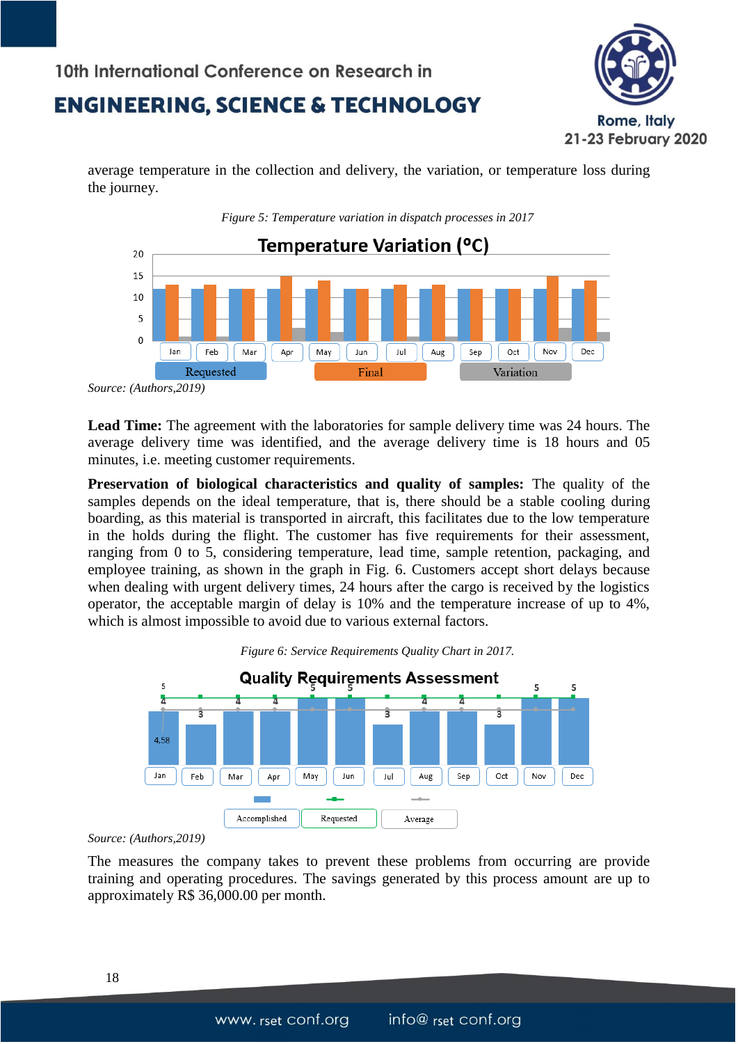average temperature in the collection and delivery, the variation, or temperature loss during the journey.

*Figure 5: Temperature variation in dispatch processes in 2017*

*Source: (Authors,2019)*

**Lead Time:** The agreement with the laboratories for sample delivery time was 24 hours. The average delivery time was identified, and the average delivery time is 18 hours and 05 minutes, i.e. meeting customer requirements.

**Preservation of biological characteristics and quality of samples:** The quality of the samples depends on the ideal temperature, that is, there should be a stable cooling during boarding, as this material is transported in aircraft, this facilitates due to the low temperature in the holds during the flight. The customer has five requirements for their assessment, ranging from 0 to 5, considering temperature, lead time, sample retention, packaging, and employee training, as shown in the graph in Fig. 6. Customers accept short delays because when dealing with urgent delivery times, 24 hours after the cargo is received by the logistics operator, the acceptable margin of delay is 10% and the temperature increase of up to 4%, which is almost impossible to avoid due to various external factors.

*Figure 6: Service Requirements Quality Chart in 2017.*

*Source: (Authors,2019)*

The measures the company takes to prevent these problems from occurring are provide training and operating procedures. The savings generated by this process amount are up to approximately R$ 36,000.00 per month.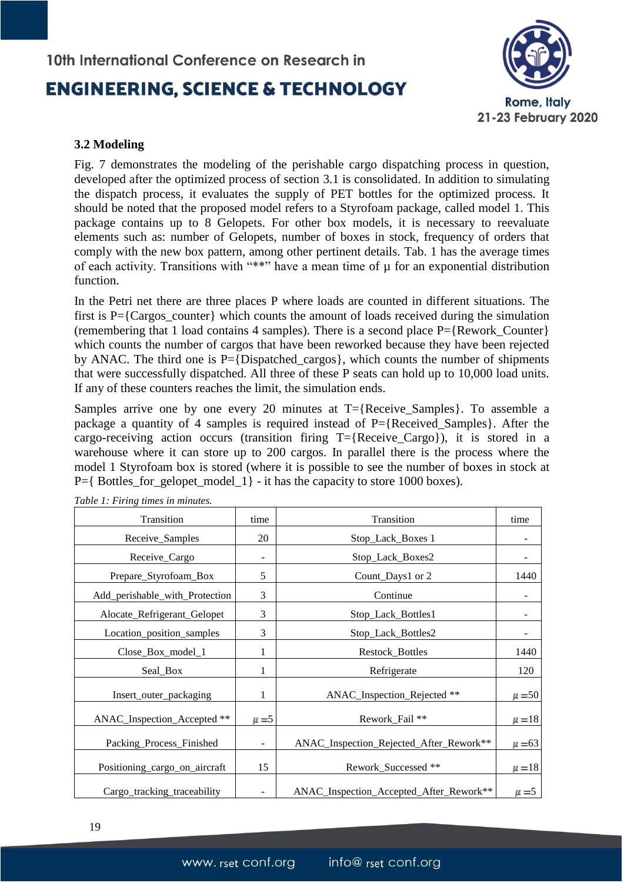### 3.2 Modeling

Fig. 7 demonstrates the modeling of the perishable cargo dispatching process in question, developed after the optimized process of section 3.1 is consolidated. In addition to simulating the dispatch process, it evaluates the supply of PET bottles for the optimized process. It should be noted that the proposed model refers to a Styrofoam package, called model 1. This package contains up to 8 Gelopets. For other box models, it is necessary to reevaluate elements such as: number of Gelopets, number of boxes in stock, frequency of orders that comply with the new box pattern, among other pertinent details. Tab. 1 has the average times of each activity. Transitions with "**" have a mean time of μ for an exponential distribution function.

In the Petri net there are three places P where loads are counted in different situations. The first is P={Cargos_counter} which counts the amount of loads received during the simulation (remembering that 1 load contains 4 samples). There is a second place P={Rework_Counter} which counts the number of cargos that have been reworked because they have been rejected by ANAC. The third one is P={Dispatched_cargos}, which counts the number of shipments that were successfully dispatched. All three of these P seats can hold up to 10,000 load units. If any of these counters reaches the limit, the simulation ends.

Samples arrive one by one every 20 minutes at T={Receive_Samples}. To assemble a package a quantity of 4 samples is required instead of P={Received_Samples}. After the cargo-receiving action occurs (transition firing T={Receive_Cargo}), it is stored in a warehouse where it can store up to 200 cargos. In parallel there is the process where the model 1 Styrofoam box is stored (where it is possible to see the number of boxes in stock at P={ Bottles_for_gelopet_model_1} - it has the capacity to store 1000 boxes).

*Table 1: Firing times in minutes.*

| Transition | time | Transition | time |
|---|---|---|---|
| Receive_Samples | 20 | Stop_Lack_Boxes 1 | - |
| Receive_Cargo | - | Stop_Lack_Boxes2 | - |
| Prepare_Styrofoam_Box | 5 | Count_Days1 or 2 | 1440 |
| Add_perishable_with_Protection | 3 | Continue | - |
| Alocate_Refrigerant_Gelopet | 3 | Stop_Lack_Bottles1 | - |
| Location_position_samples | 3 | Stop_Lack_Bottles2 | - |
| Close_Box_model_1 | 1 | Restock_Bottles | 1440 |
| Seal_Box | 1 | Refrigerate | 120 |
| Insert_outer_packaging | 1 | ANAC_Inspection_Rejected ** | $\mu = 50$ |
| ANAC_Inspection_Accepted ** | $\mu = 5$ | Rework_Fail ** | $\mu = 18$ |
| Packing_Process_Finished | - | ANAC_Inspection_Rejected_After_Rework** | $\mu = 63$ |
| Positioning_cargo_on_aircraft | 15 | Rework_Successed ** | $\mu = 18$ |
| Cargo_tracking_traceability | - | ANAC_Inspection_Accepted_After_Rework** | $\mu = 5$ |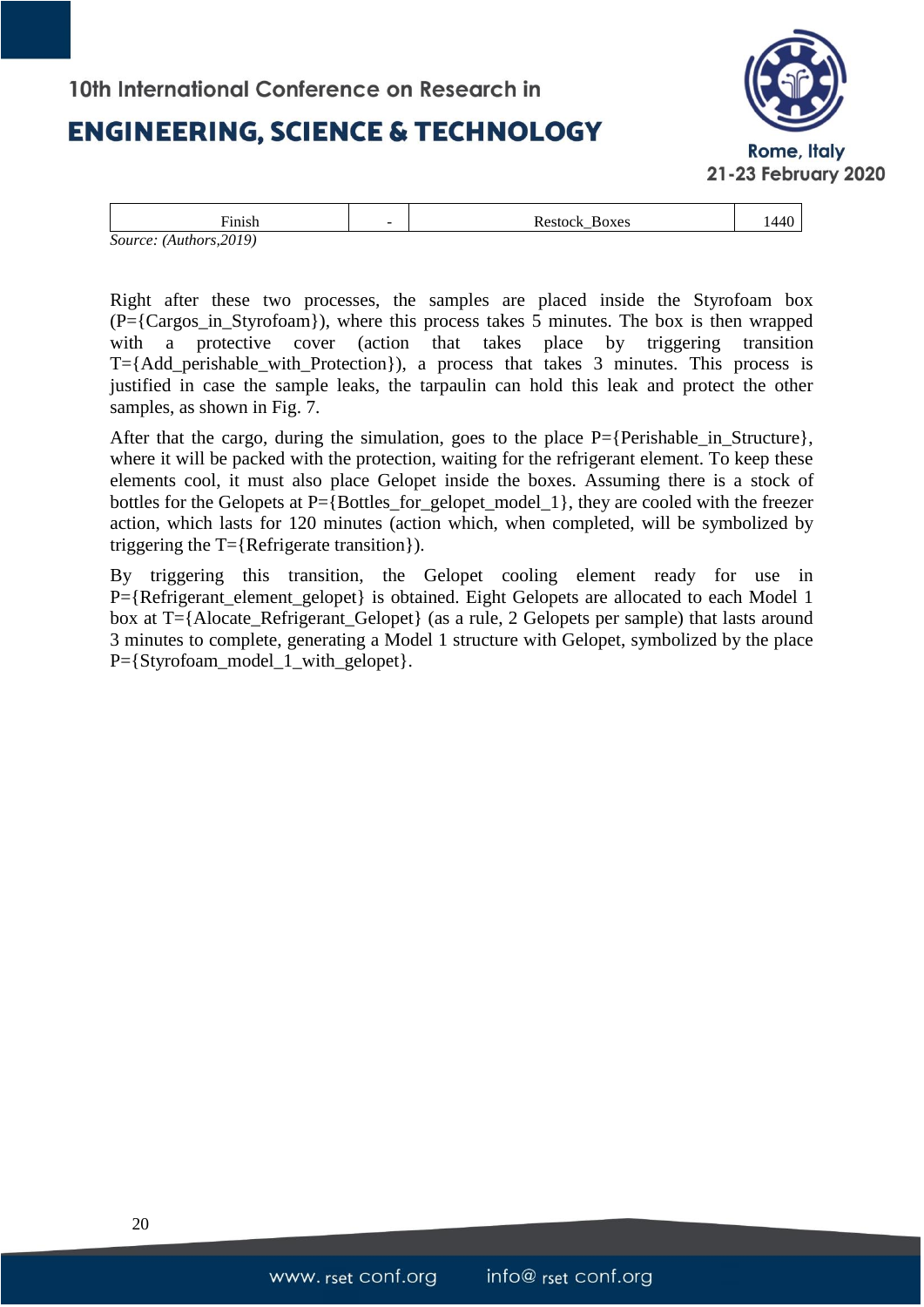| Finish | - | Restock_Boxes | 1440 |
|---|---|---|---|

*Source: (Authors,2019)*

Right after these two processes, the samples are placed inside the Styrofoam box (P={Cargos_in_Styrofoam}), where this process takes 5 minutes. The box is then wrapped with a protective cover (action that takes place by triggering transition T={Add_perishable_with_Protection}), a process that takes 3 minutes. This process is justified in case the sample leaks, the tarpaulin can hold this leak and protect the other samples, as shown in Fig. 7.

After that the cargo, during the simulation, goes to the place P={Perishable_in_Structure}, where it will be packed with the protection, waiting for the refrigerant element. To keep these elements cool, it must also place Gelopet inside the boxes. Assuming there is a stock of bottles for the Gelopets at P={Bottles_for_gelopet_model_1}, they are cooled with the freezer action, which lasts for 120 minutes (action which, when completed, will be symbolized by triggering the T={Refrigerate transition}).

By triggering this transition, the Gelopet cooling element ready for use in P={Refrigerant_element_gelopet} is obtained. Eight Gelopets are allocated to each Model 1 box at T={Alocate_Refrigerant_Gelopet} (as a rule, 2 Gelopets per sample) that lasts around 3 minutes to complete, generating a Model 1 structure with Gelopet, symbolized by the place P={Styrofoam_model_1_with_gelopet}.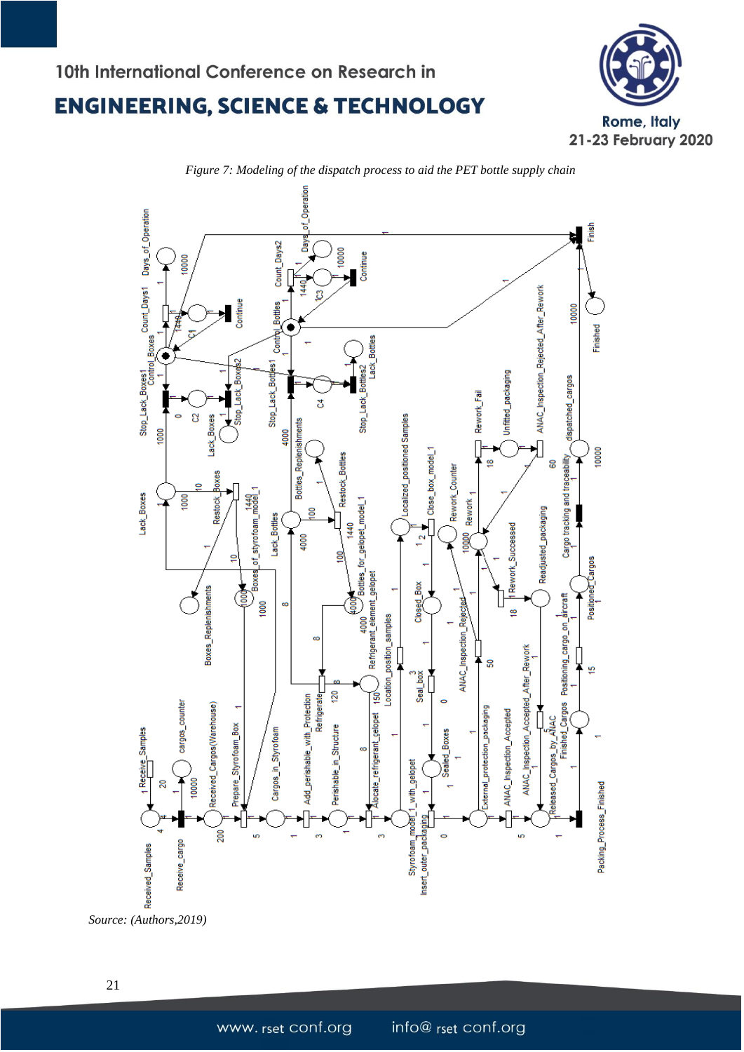*Figure 7: Modeling of the dispatch process to aid the PET bottle supply chain*

*Source: (Authors,2019)*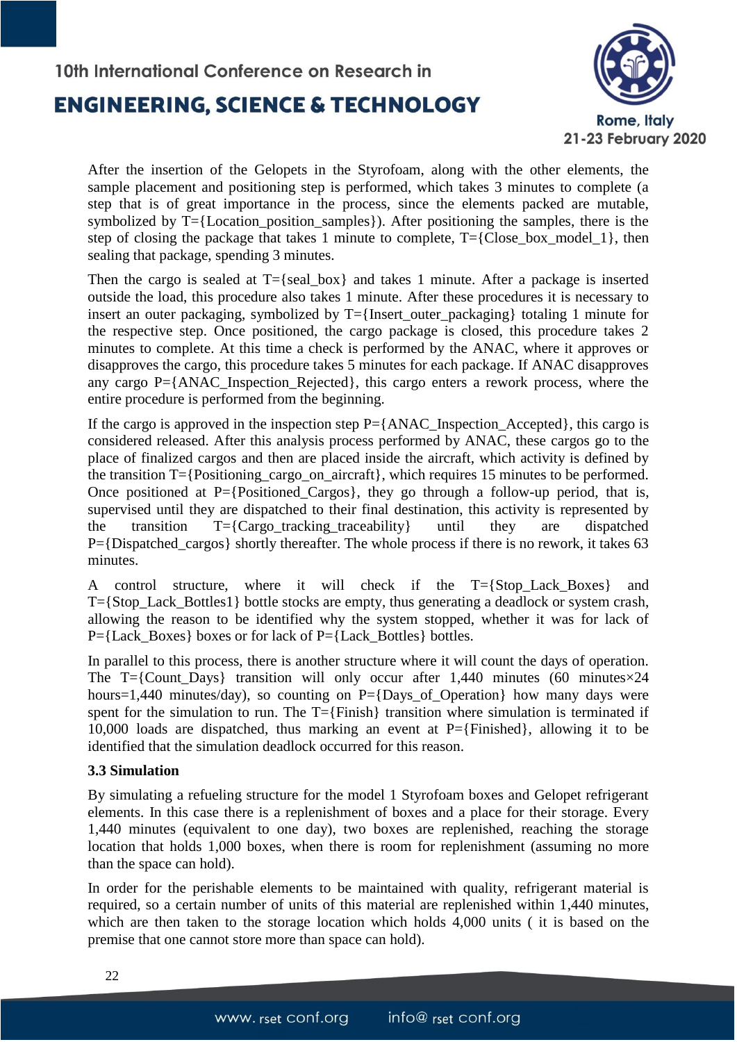After the insertion of the Gelopets in the Styrofoam, along with the other elements, the sample placement and positioning step is performed, which takes 3 minutes to complete (a step that is of great importance in the process, since the elements packed are mutable, symbolized by T={Location_position_samples}). After positioning the samples, there is the step of closing the package that takes 1 minute to complete, T={Close_box_model_1}, then sealing that package, spending 3 minutes.

Then the cargo is sealed at T={seal_box} and takes 1 minute. After a package is inserted outside the load, this procedure also takes 1 minute. After these procedures it is necessary to insert an outer packaging, symbolized by T={Insert_outer_packaging} totaling 1 minute for the respective step. Once positioned, the cargo package is closed, this procedure takes 2 minutes to complete. At this time a check is performed by the ANAC, where it approves or disapproves the cargo, this procedure takes 5 minutes for each package. If ANAC disapproves any cargo P={ANAC_Inspection_Rejected}, this cargo enters a rework process, where the entire procedure is performed from the beginning.

If the cargo is approved in the inspection step P={ANAC_Inspection_Accepted}, this cargo is considered released. After this analysis process performed by ANAC, these cargos go to the place of finalized cargos and then are placed inside the aircraft, which activity is defined by the transition T={Positioning_cargo_on_aircraft}, which requires 15 minutes to be performed. Once positioned at P={Positioned_Cargos}, they go through a follow-up period, that is, supervised until they are dispatched to their final destination, this activity is represented by the transition T={Cargo_tracking_traceability} until they are dispatched P={Dispatched_cargos} shortly thereafter. The whole process if there is no rework, it takes 63 minutes.

A control structure, where it will check if the T={Stop_Lack_Boxes} and T={Stop_Lack_Bottles1} bottle stocks are empty, thus generating a deadlock or system crash, allowing the reason to be identified why the system stopped, whether it was for lack of P={Lack_Boxes} boxes or for lack of P={Lack_Bottles} bottles.

In parallel to this process, there is another structure where it will count the days of operation. The T={Count_Days} transition will only occur after 1,440 minutes (60 minutes×24 hours=1,440 minutes/day), so counting on P={Days_of_Operation} how many days were spent for the simulation to run. The T={Finish} transition where simulation is terminated if 10,000 loads are dispatched, thus marking an event at P={Finished}, allowing it to be identified that the simulation deadlock occurred for this reason.

### 3.3 Simulation

By simulating a refueling structure for the model 1 Styrofoam boxes and Gelopet refrigerant elements. In this case there is a replenishment of boxes and a place for their storage. Every 1,440 minutes (equivalent to one day), two boxes are replenished, reaching the storage location that holds 1,000 boxes, when there is room for replenishment (assuming no more than the space can hold).

In order for the perishable elements to be maintained with quality, refrigerant material is required, so a certain number of units of this material are replenished within 1,440 minutes, which are then taken to the storage location which holds 4,000 units ( it is based on the premise that one cannot store more than space can hold).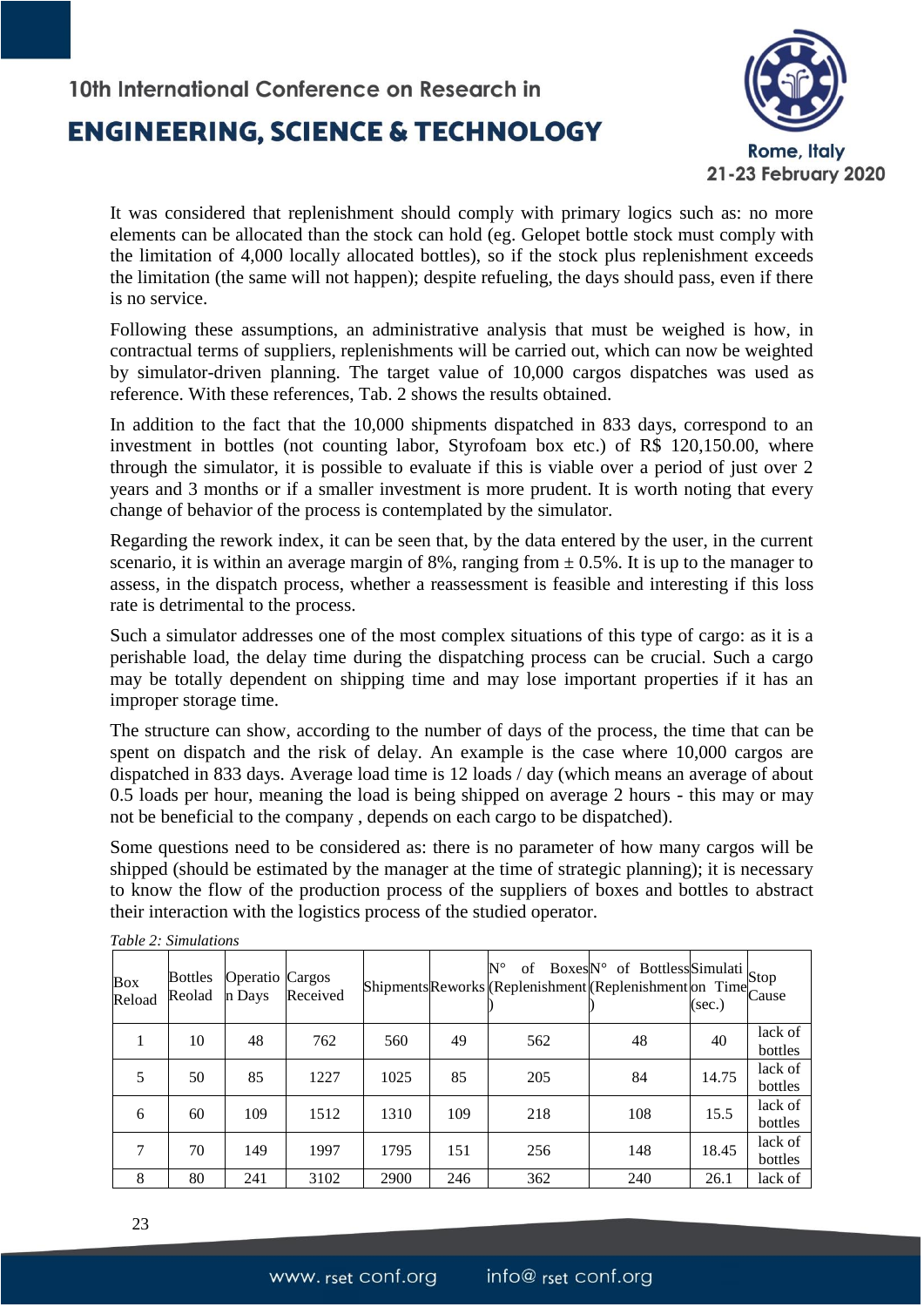It was considered that replenishment should comply with primary logics such as: no more elements can be allocated than the stock can hold (eg. Gelopet bottle stock must comply with the limitation of 4,000 locally allocated bottles), so if the stock plus replenishment exceeds the limitation (the same will not happen); despite refueling, the days should pass, even if there is no service.

Following these assumptions, an administrative analysis that must be weighed is how, in contractual terms of suppliers, replenishments will be carried out, which can now be weighted by simulator-driven planning. The target value of 10,000 cargos dispatches was used as reference. With these references, Tab. 2 shows the results obtained.

In addition to the fact that the 10,000 shipments dispatched in 833 days, correspond to an investment in bottles (not counting labor, Styrofoam box etc.) of R$ 120,150.00, where through the simulator, it is possible to evaluate if this is viable over a period of just over 2 years and 3 months or if a smaller investment is more prudent. It is worth noting that every change of behavior of the process is contemplated by the simulator.

Regarding the rework index, it can be seen that, by the data entered by the user, in the current scenario, it is within an average margin of 8%, ranging from ± 0.5%. It is up to the manager to assess, in the dispatch process, whether a reassessment is feasible and interesting if this loss rate is detrimental to the process.

Such a simulator addresses one of the most complex situations of this type of cargo: as it is a perishable load, the delay time during the dispatching process can be crucial. Such a cargo may be totally dependent on shipping time and may lose important properties if it has an improper storage time.

The structure can show, according to the number of days of the process, the time that can be spent on dispatch and the risk of delay. An example is the case where 10,000 cargos are dispatched in 833 days. Average load time is 12 loads / day (which means an average of about 0.5 loads per hour, meaning the load is being shipped on average 2 hours - this may or may not be beneficial to the company , depends on each cargo to be dispatched).

Some questions need to be considered as: there is no parameter of how many cargos will be shipped (should be estimated by the manager at the time of strategic planning); it is necessary to know the flow of the production process of the suppliers of boxes and bottles to abstract their interaction with the logistics process of the studied operator.

*Table 2: Simulations*

| Box Reload | Bottles Reolad | Operation Days | Cargos Received | Shipments | Reworks | N° of Boxes (Replenishment) | N° of Bottles (Replenishment) | Simulation Time (sec.) | Stop Cause |
|---|---|---|---|---|---|---|---|---|---|
| 1 | 10 | 48 | 762 | 560 | 49 | 562 | 48 | 40 | lack of bottles |
| 5 | 50 | 85 | 1227 | 1025 | 85 | 205 | 84 | 14.75 | lack of bottles |
| 6 | 60 | 109 | 1512 | 1310 | 109 | 218 | 108 | 15.5 | lack of bottles |
| 7 | 70 | 149 | 1997 | 1795 | 151 | 256 | 148 | 18.45 | lack of bottles |
| 8 | 80 | 241 | 3102 | 2900 | 246 | 362 | 240 | 26.1 | lack of |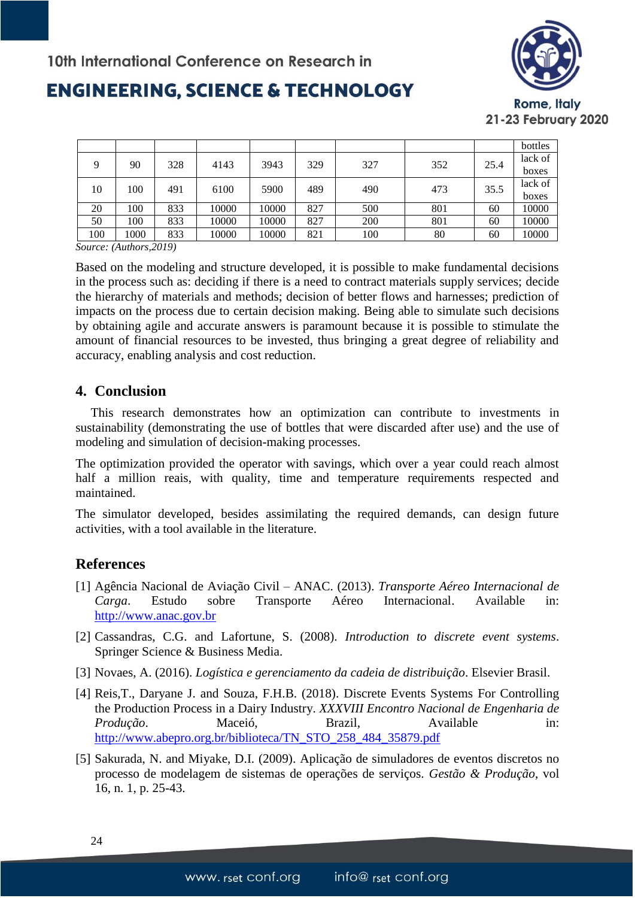|  |  |  |  |  |  |  |  |  | bottles |
|---|---|---|---|---|---|---|---|---|---|
| 9 | 90 | 328 | 4143 | 3943 | 329 | 327 | 352 | 25.4 | lack of boxes |
| 10 | 100 | 491 | 6100 | 5900 | 489 | 490 | 473 | 35.5 | lack of boxes |
| 20 | 100 | 833 | 10000 | 10000 | 827 | 500 | 801 | 60 | 10000 |
| 50 | 100 | 833 | 10000 | 10000 | 827 | 200 | 801 | 60 | 10000 |
| 100 | 1000 | 833 | 10000 | 10000 | 821 | 100 | 80 | 60 | 10000 |

*Source: (Authors,2019)*

Based on the modeling and structure developed, it is possible to make fundamental decisions in the process such as: deciding if there is a need to contract materials supply services; decide the hierarchy of materials and methods; decision of better flows and harnesses; prediction of impacts on the process due to certain decision making. Being able to simulate such decisions by obtaining agile and accurate answers is paramount because it is possible to stimulate the amount of financial resources to be invested, thus bringing a great degree of reliability and accuracy, enabling analysis and cost reduction.

## 4. Conclusion

This research demonstrates how an optimization can contribute to investments in sustainability (demonstrating the use of bottles that were discarded after use) and the use of modeling and simulation of decision-making processes.

The optimization provided the operator with savings, which over a year could reach almost half a million reais, with quality, time and temperature requirements respected and maintained.

The simulator developed, besides assimilating the required demands, can design future activities, with a tool available in the literature.

## References

[1] Agência Nacional de Aviação Civil – ANAC. (2013). *Transporte Aéreo Internacional de Carga*. Estudo sobre Transporte Aéreo Internacional. Available in: http://www.anac.gov.br

[2] Cassandras, C.G. and Lafortune, S. (2008). *Introduction to discrete event systems*. Springer Science & Business Media.

[3] Novaes, A. (2016). *Logística e gerenciamento da cadeia de distribuição*. Elsevier Brasil.

[4] Reis,T., Daryane J. and Souza, F.H.B. (2018). Discrete Events Systems For Controlling the Production Process in a Dairy Industry. *XXXVIII Encontro Nacional de Engenharia de Produção*. Maceió, Brazil, Available in: http://www.abepro.org.br/biblioteca/TN_STO_258_484_35879.pdf

[5] Sakurada, N. and Miyake, D.I. (2009). Aplicação de simuladores de eventos discretos no processo de modelagem de sistemas de operações de serviços. *Gestão & Produção*, vol 16, n. 1, p. 25-43.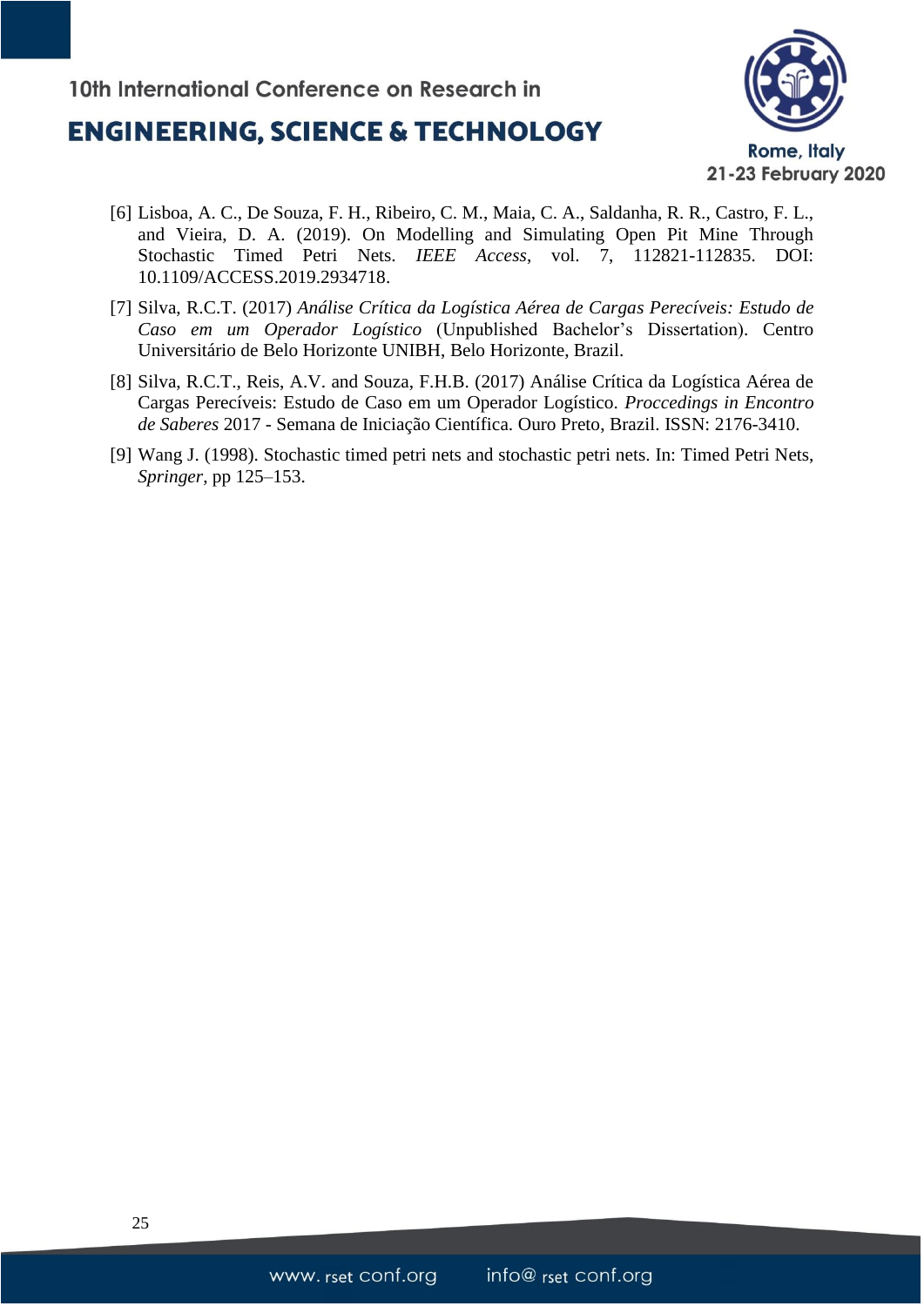[6] Lisboa, A. C., De Souza, F. H., Ribeiro, C. M., Maia, C. A., Saldanha, R. R., Castro, F. L., and Vieira, D. A. (2019). On Modelling and Simulating Open Pit Mine Through Stochastic Timed Petri Nets. *IEEE Access*, vol. 7, 112821-112835. DOI: 10.1109/ACCESS.2019.2934718.

[7] Silva, R.C.T. (2017) *Análise Crítica da Logística Aérea de Cargas Perecíveis: Estudo de Caso em um Operador Logístico* (Unpublished Bachelor's Dissertation). Centro Universitário de Belo Horizonte UNIBH, Belo Horizonte, Brazil.

[8] Silva, R.C.T., Reis, A.V. and Souza, F.H.B. (2017) Análise Crítica da Logística Aérea de Cargas Perecíveis: Estudo de Caso em um Operador Logístico. *Proccedings in Encontro de Saberes* 2017 - Semana de Iniciação Científica. Ouro Preto, Brazil. ISSN: 2176-3410.

[9] Wang J. (1998). Stochastic timed petri nets and stochastic petri nets. In: Timed Petri Nets, *Springer*, pp 125–153.